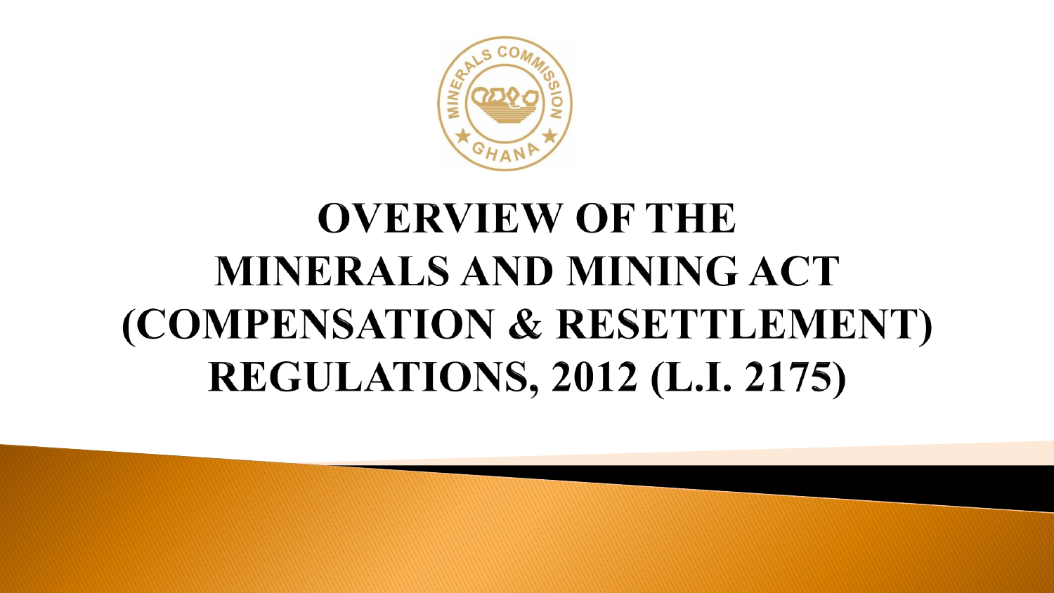# OVERVIEW OF THE MINERALS AND MINING ACT (COMPENSATION & RESETTLEMENT) REGULATIONS, 2012 (L.I. 2175)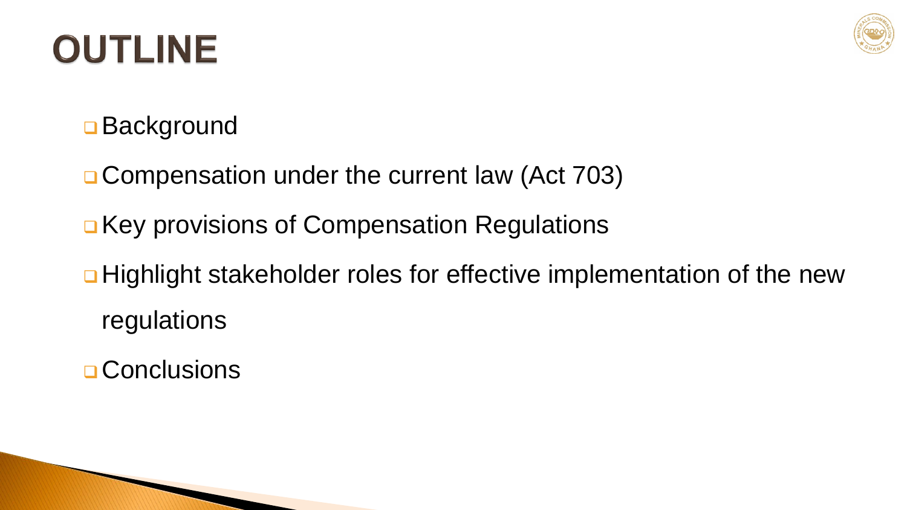# OUTLINE

- Background
- Compensation under the current law (Act 703)
- Key provisions of Compensation Regulations
- Highlight stakeholder roles for effective implementation of the new regulations
- Conclusions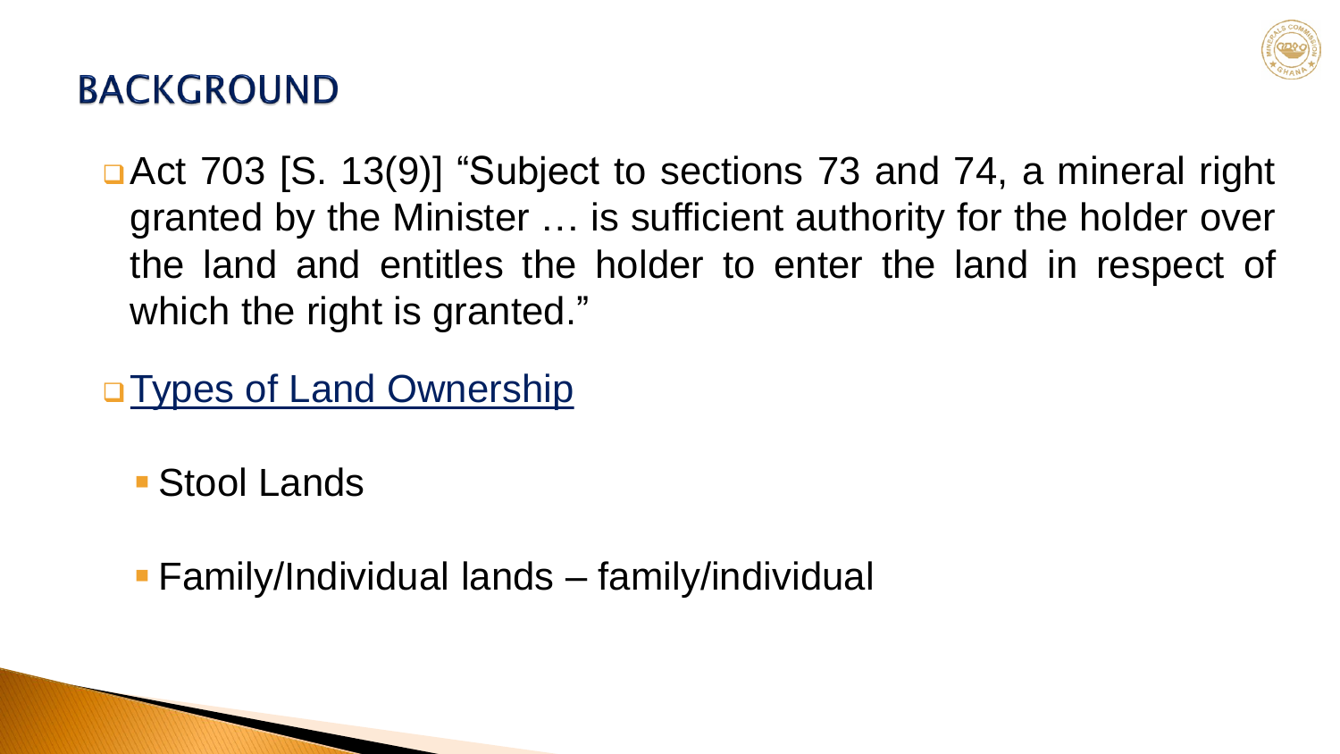## BACKGROUND

- Act 703 [S. 13(9)] "Subject to sections 73 and 74, a mineral right granted by the Minister … is sufficient authority for the holder over the land and entitles the holder to enter the land in respect of which the right is granted."

- Types of Land Ownership

  - Stool Lands

  - Family/Individual lands – family/individual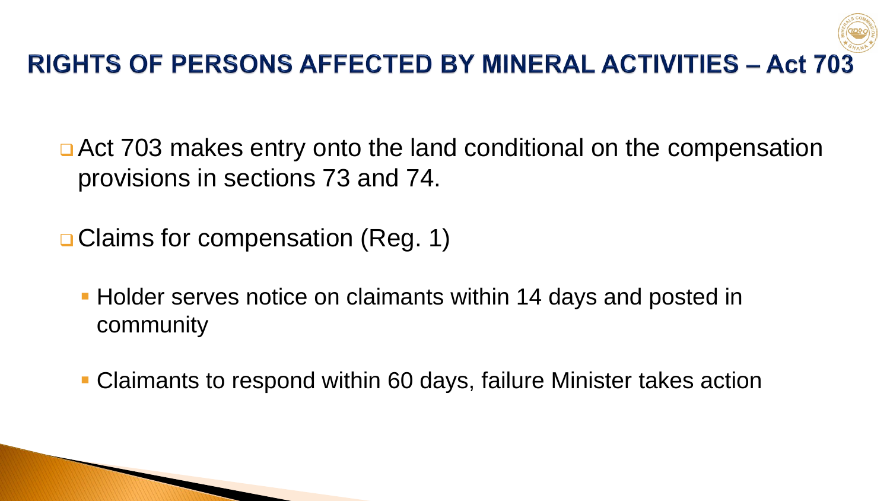## RIGHTS OF PERSONS AFFECTED BY MINERAL ACTIVITIES – Act 703

- Act 703 makes entry onto the land conditional on the compensation provisions in sections 73 and 74.
- Claims for compensation (Reg. 1)
  - Holder serves notice on claimants within 14 days and posted in community
  - Claimants to respond within 60 days, failure Minister takes action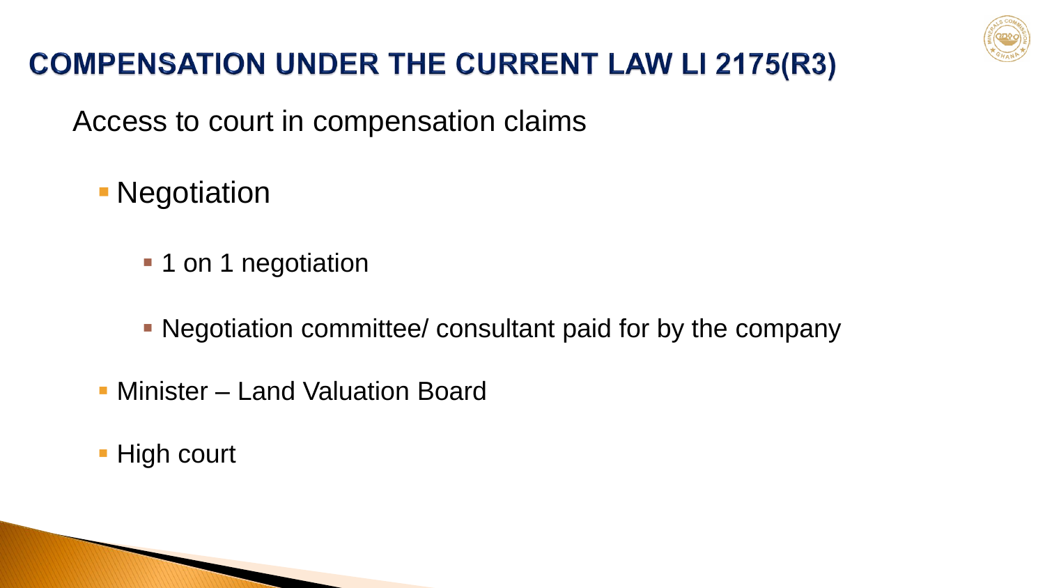# COMPENSATION UNDER THE CURRENT LAW LI 2175(R3)

Access to court in compensation claims

- Negotiation
  - 1 on 1 negotiation
  - Negotiation committee/ consultant paid for by the company
- Minister – Land Valuation Board
- High court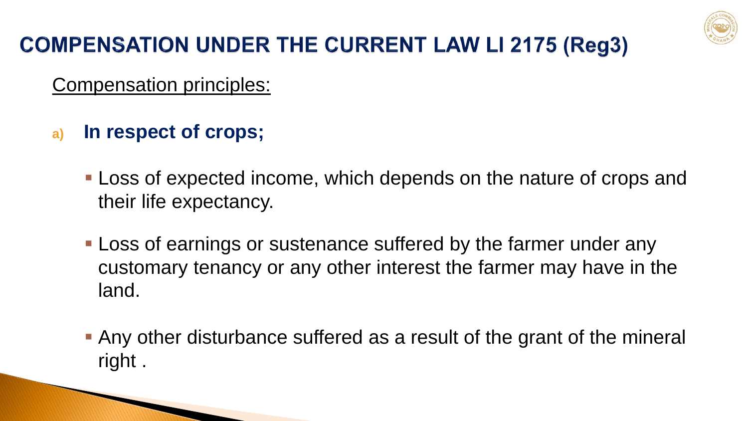# COMPENSATION UNDER THE CURRENT LAW LI 2175 (Reg3)

Compensation principles:

a) **In respect of crops;**

- Loss of expected income, which depends on the nature of crops and their life expectancy.
- Loss of earnings or sustenance suffered by the farmer under any customary tenancy or any other interest the farmer may have in the land.
- Any other disturbance suffered as a result of the grant of the mineral right .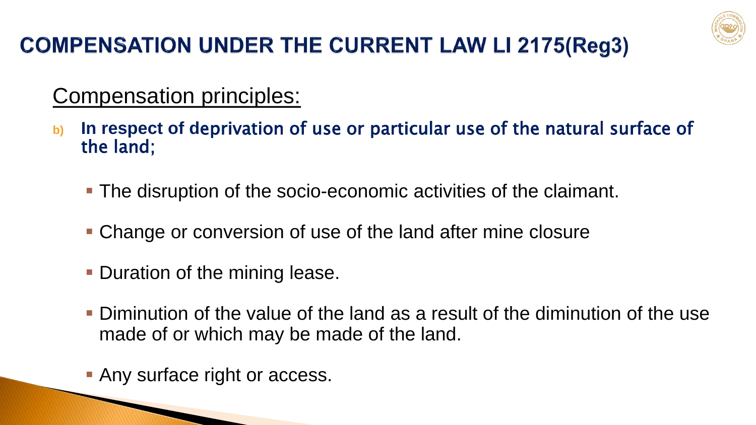# COMPENSATION UNDER THE CURRENT LAW LI 2175(Reg3)

## Compensation principles:

b) **In respect of deprivation of use or particular use of the natural surface of the land;**

- The disruption of the socio-economic activities of the claimant.
- Change or conversion of use of the land after mine closure
- Duration of the mining lease.
- Diminution of the value of the land as a result of the diminution of the use made of or which may be made of the land.
- Any surface right or access.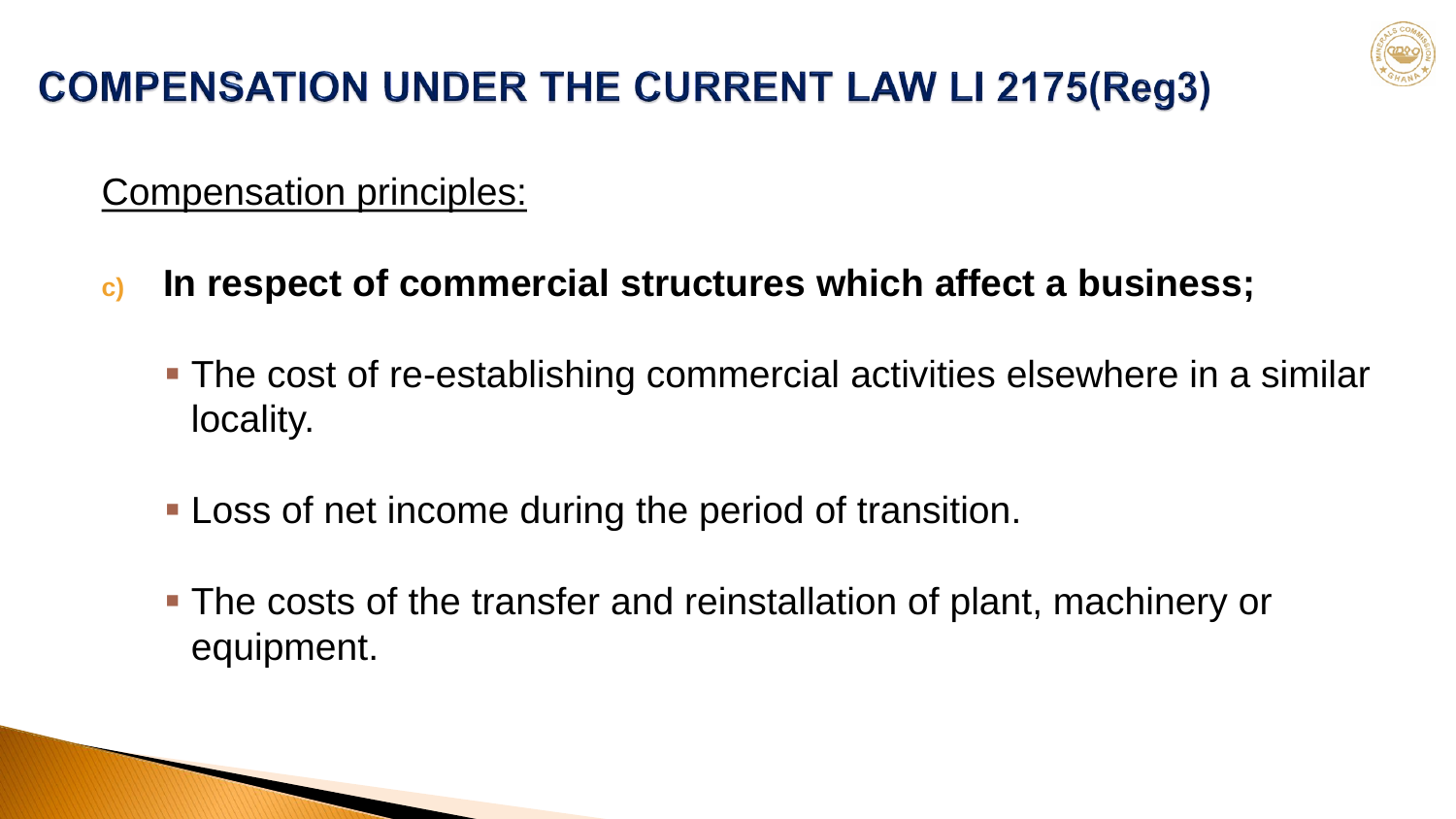# COMPENSATION UNDER THE CURRENT LAW LI 2175(Reg3)

Compensation principles:

c) **In respect of commercial structures which affect a business;**

- The cost of re-establishing commercial activities elsewhere in a similar locality.
- Loss of net income during the period of transition.
- The costs of the transfer and reinstallation of plant, machinery or equipment.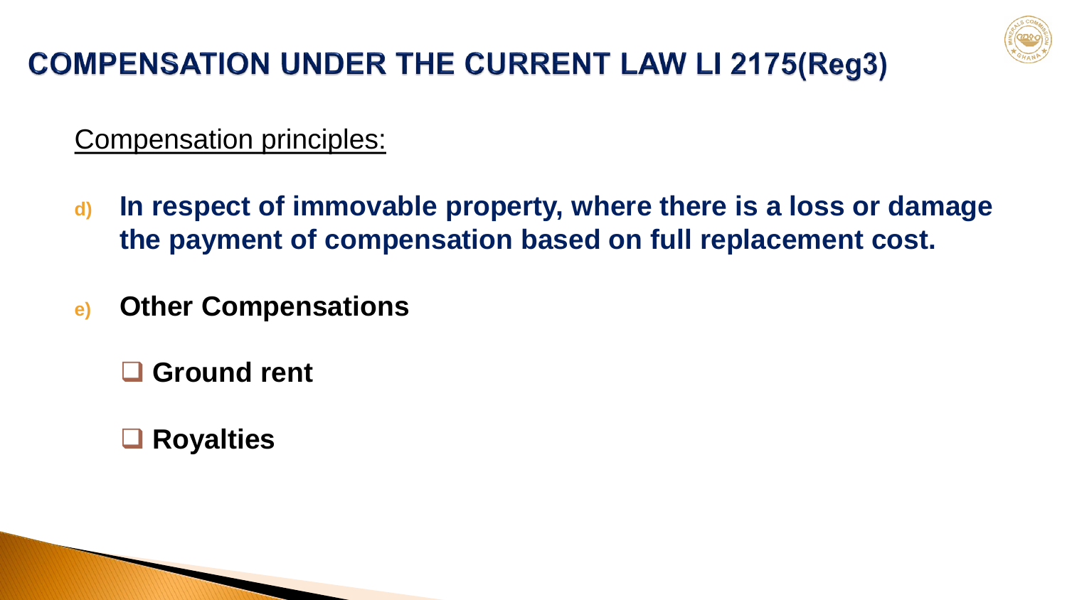# COMPENSATION UNDER THE CURRENT LAW LI 2175(Reg3)

Compensation principles:

d) **In respect of immovable property, where there is a loss or damage the payment of compensation based on full replacement cost.**

e) **Other Compensations**

- **Ground rent**
- **Royalties**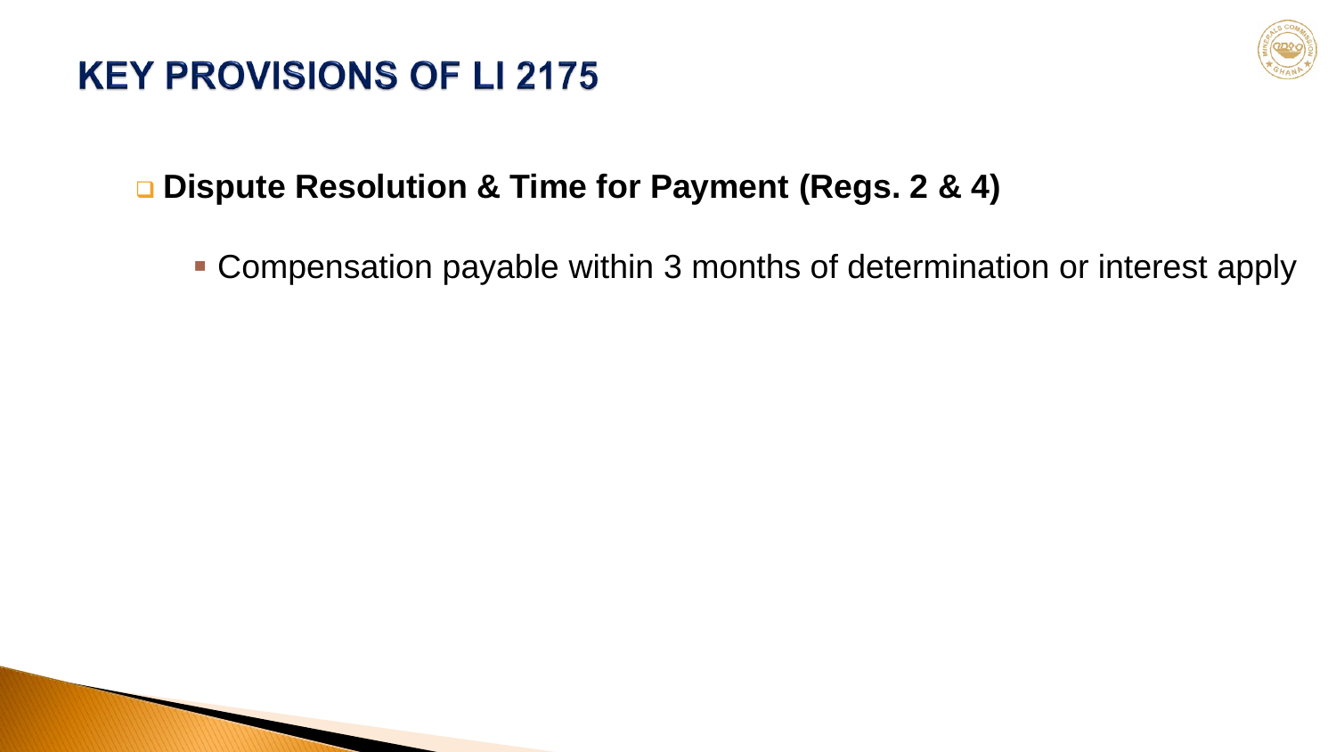# KEY PROVISIONS OF LI 2175

- **Dispute Resolution & Time for Payment (Regs. 2 & 4)**
  - Compensation payable within 3 months of determination or interest apply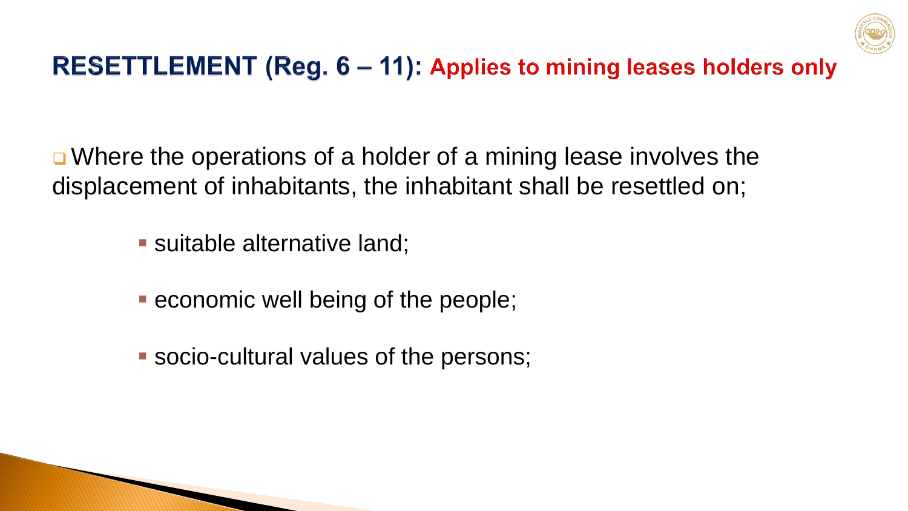## RESETTLEMENT (Reg. 6 – 11): Applies to mining leases holders only

- Where the operations of a holder of a mining lease involves the displacement of inhabitants, the inhabitant shall be resettled on;
  - suitable alternative land;
  - economic well being of the people;
  - socio-cultural values of the persons;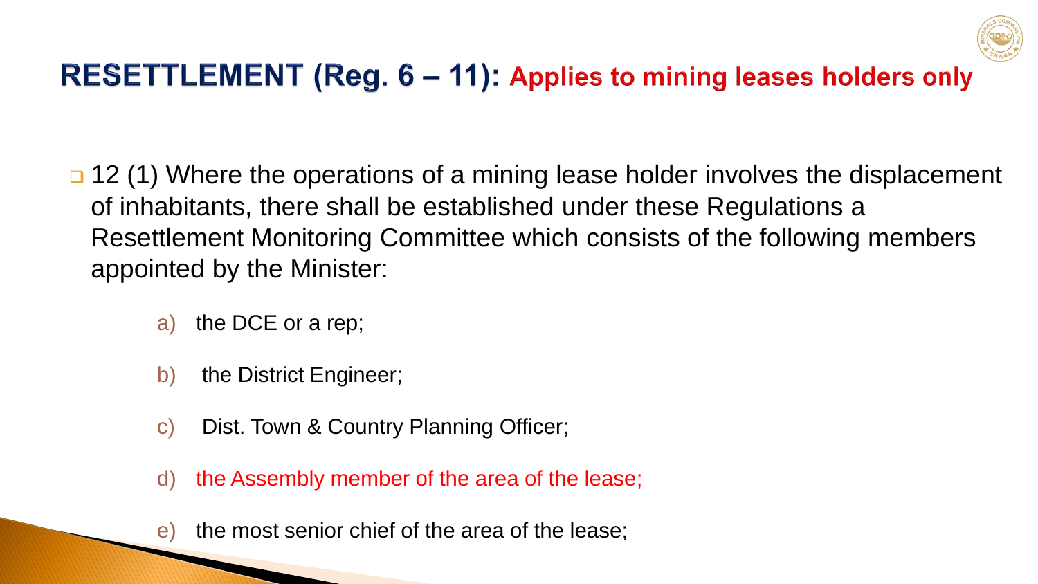## RESETTLEMENT (Reg. 6 – 11): Applies to mining leases holders only

- 12 (1) Where the operations of a mining lease holder involves the displacement of inhabitants, there shall be established under these Regulations a Resettlement Monitoring Committee which consists of the following members appointed by the Minister:

  a) the DCE or a rep;

  b) the District Engineer;

  c) Dist. Town & Country Planning Officer;

  d) the Assembly member of the area of the lease;

  e) the most senior chief of the area of the lease;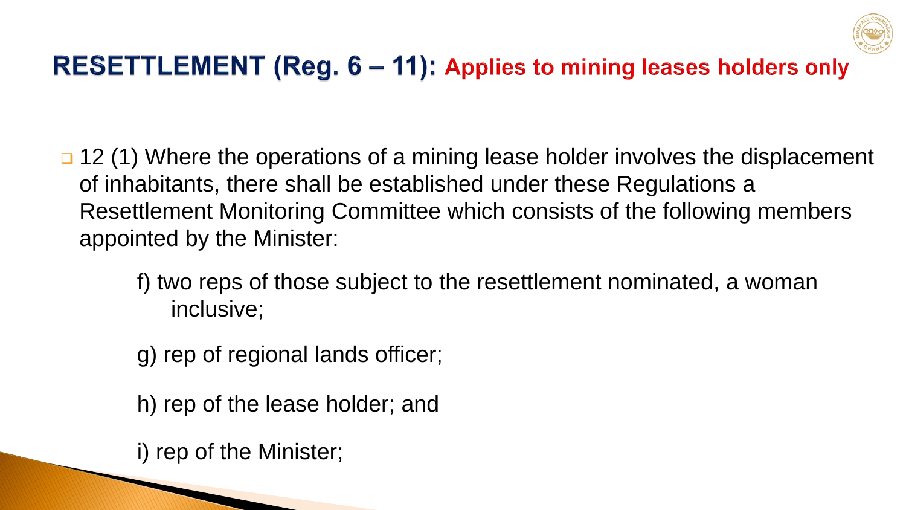# RESETTLEMENT (Reg. 6 – 11): Applies to mining leases holders only

- 12 (1) Where the operations of a mining lease holder involves the displacement of inhabitants, there shall be established under these Regulations a Resettlement Monitoring Committee which consists of the following members appointed by the Minister:

  f) two reps of those subject to the resettlement nominated, a woman inclusive;

  g) rep of regional lands officer;

  h) rep of the lease holder; and

  i) rep of the Minister;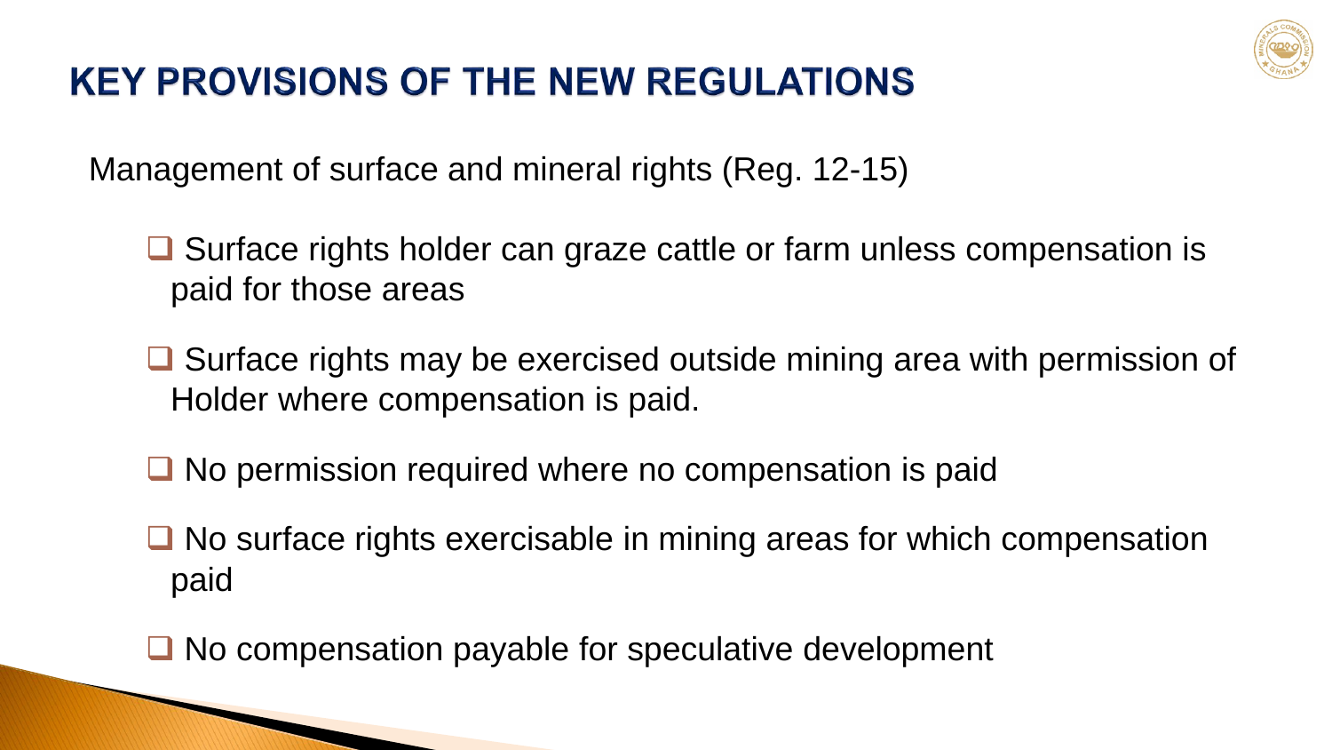# KEY PROVISIONS OF THE NEW REGULATIONS

Management of surface and mineral rights (Reg. 12-15)

- Surface rights holder can graze cattle or farm unless compensation is paid for those areas
- Surface rights may be exercised outside mining area with permission of Holder where compensation is paid.
- No permission required where no compensation is paid
- No surface rights exercisable in mining areas for which compensation paid
- No compensation payable for speculative development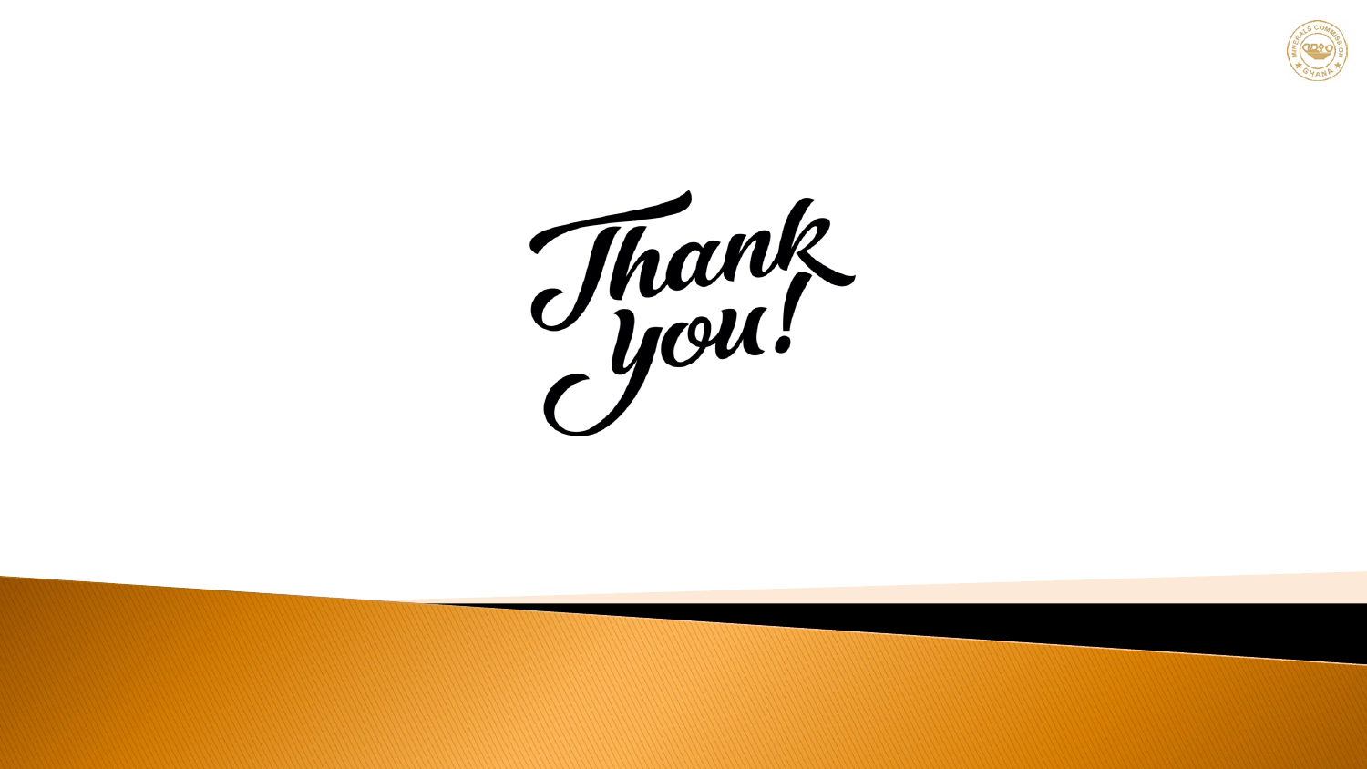Thank you!